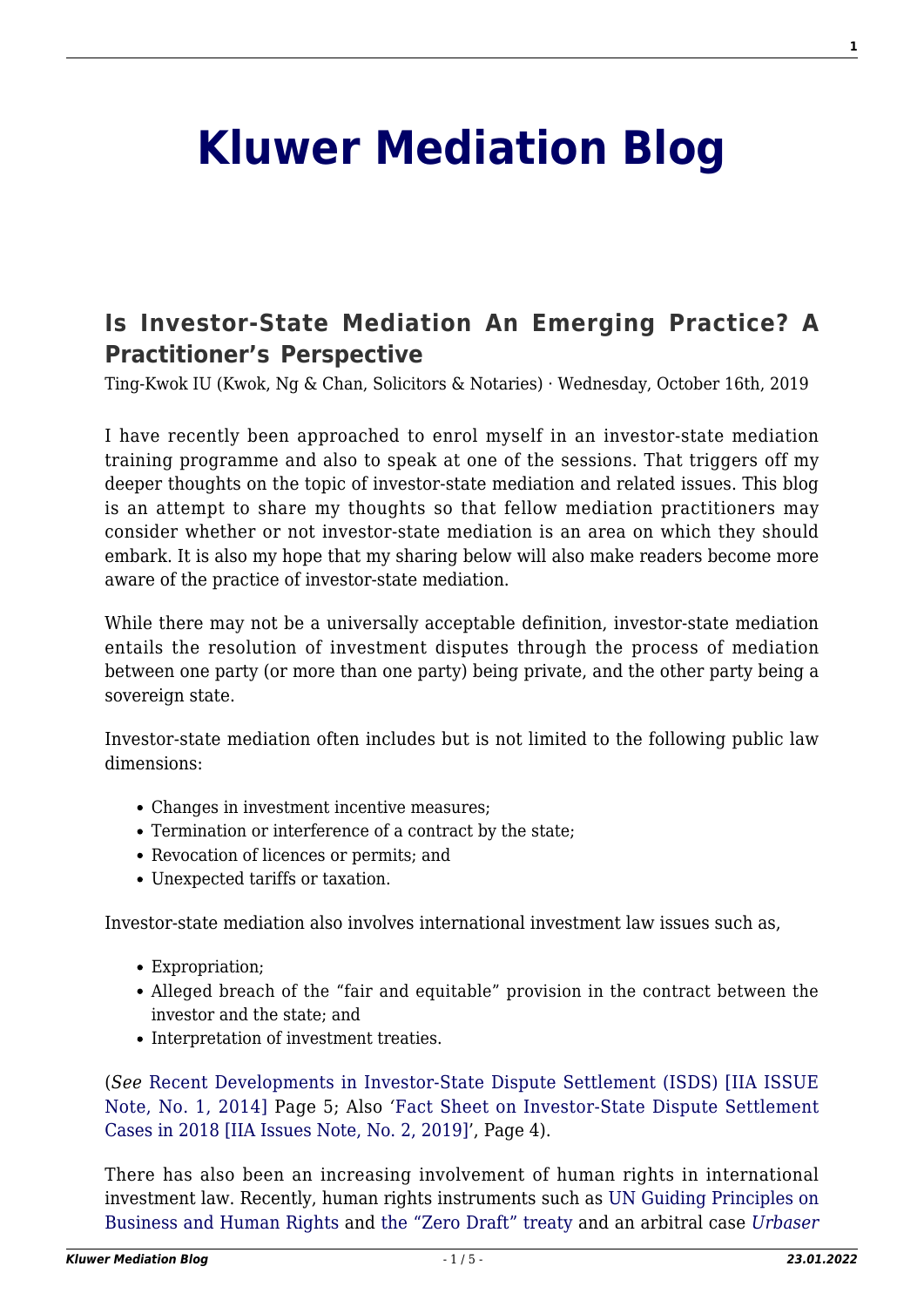# Kluwer Mediation Blog

## Is Investor-State Mediation An Emerging Practice? A Practitioner's Perspective

Ting-Kwok IU (Kwok, Ng & Chan, Solicitors & Notaries) · Wednesday, October 16th, 2019

I have recently been approached to enrol myself in an investor-state mediation training programme and also to speak at one of the sessions. That triggers off my deeper thoughts on the topic of investor-state mediation and related issues. This blog is an attempt to share my thoughts so that fellow mediation practitioners may consider whether or not investor-state mediation is an area on which they should embark. It is also my hope that my sharing below will also make readers become more aware of the practice of investor-state mediation.

While there may not be a universally acceptable definition, investor-state mediation entails the resolution of investment disputes through the process of mediation between one party (or more than one party) being private, and the other party being a sovereign state.

Investor-state mediation often includes but is not limited to the following public law dimensions:

- Changes in investment incentive measures;
- Termination or interference of a contract by the state;
- Revocation of licences or permits; and
- Unexpected tariffs or taxation.

Investor-state mediation also involves international investment law issues such as,

- Expropriation;
- Alleged breach of the "fair and equitable" provision in the contract between the investor and the state; and
- Interpretation of investment treaties.

(*See* Recent Developments in Investor-State Dispute Settlement (ISDS) [IIA ISSUE Note, No. 1, 2014] Page 5; Also 'Fact Sheet on Investor-State Dispute Settlement Cases in 2018 [IIA Issues Note, No. 2, 2019]', Page 4).

There has also been an increasing involvement of human rights in international investment law. Recently, human rights instruments such as UN Guiding Principles on Business and Human Rights and the "Zero Draft" treaty and an arbitral case *Urbaser*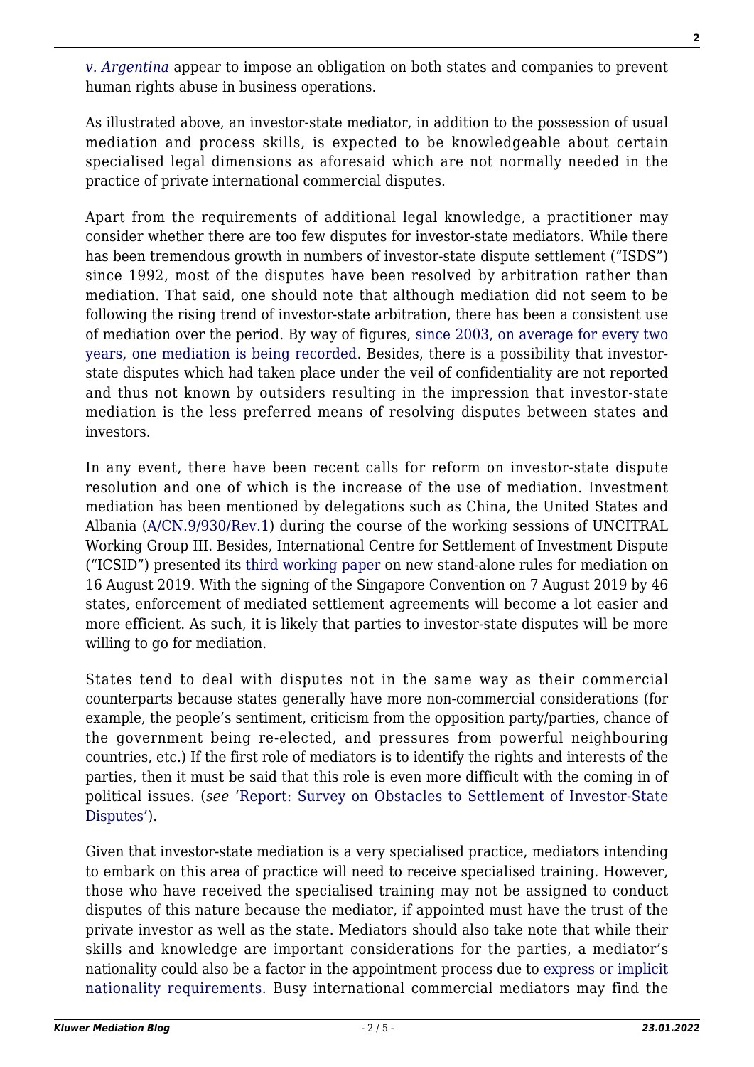*v. Argentina* appear to impose an obligation on both states and companies to prevent human rights abuse in business operations.

As illustrated above, an investor-state mediator, in addition to the possession of usual mediation and process skills, is expected to be knowledgeable about certain specialised legal dimensions as aforesaid which are not normally needed in the practice of private international commercial disputes.

Apart from the requirements of additional legal knowledge, a practitioner may consider whether there are too few disputes for investor-state mediators. While there has been tremendous growth in numbers of investor-state dispute settlement ("ISDS") since 1992, most of the disputes have been resolved by arbitration rather than mediation. That said, one should note that although mediation did not seem to be following the rising trend of investor-state arbitration, there has been a consistent use of mediation over the period. By way of figures, since 2003, on average for every two years, one mediation is being recorded. Besides, there is a possibility that investor-state disputes which had taken place under the veil of confidentiality are not reported and thus not known by outsiders resulting in the impression that investor-state mediation is the less preferred means of resolving disputes between states and investors.

In any event, there have been recent calls for reform on investor-state dispute resolution and one of which is the increase of the use of mediation. Investment mediation has been mentioned by delegations such as China, the United States and Albania (A/CN.9/930/Rev.1) during the course of the working sessions of UNCITRAL Working Group III. Besides, International Centre for Settlement of Investment Dispute ("ICSID") presented its third working paper on new stand-alone rules for mediation on 16 August 2019. With the signing of the Singapore Convention on 7 August 2019 by 46 states, enforcement of mediated settlement agreements will become a lot easier and more efficient. As such, it is likely that parties to investor-state disputes will be more willing to go for mediation.

States tend to deal with disputes not in the same way as their commercial counterparts because states generally have more non-commercial considerations (for example, the people's sentiment, criticism from the opposition party/parties, chance of the government being re-elected, and pressures from powerful neighbouring countries, etc.) If the first role of mediators is to identify the rights and interests of the parties, then it must be said that this role is even more difficult with the coming in of political issues. (*see* 'Report: Survey on Obstacles to Settlement of Investor-State Disputes').

Given that investor-state mediation is a very specialised practice, mediators intending to embark on this area of practice will need to receive specialised training. However, those who have received the specialised training may not be assigned to conduct disputes of this nature because the mediator, if appointed must have the trust of the private investor as well as the state. Mediators should also take note that while their skills and knowledge are important considerations for the parties, a mediator's nationality could also be a factor in the appointment process due to express or implicit nationality requirements. Busy international commercial mediators may find the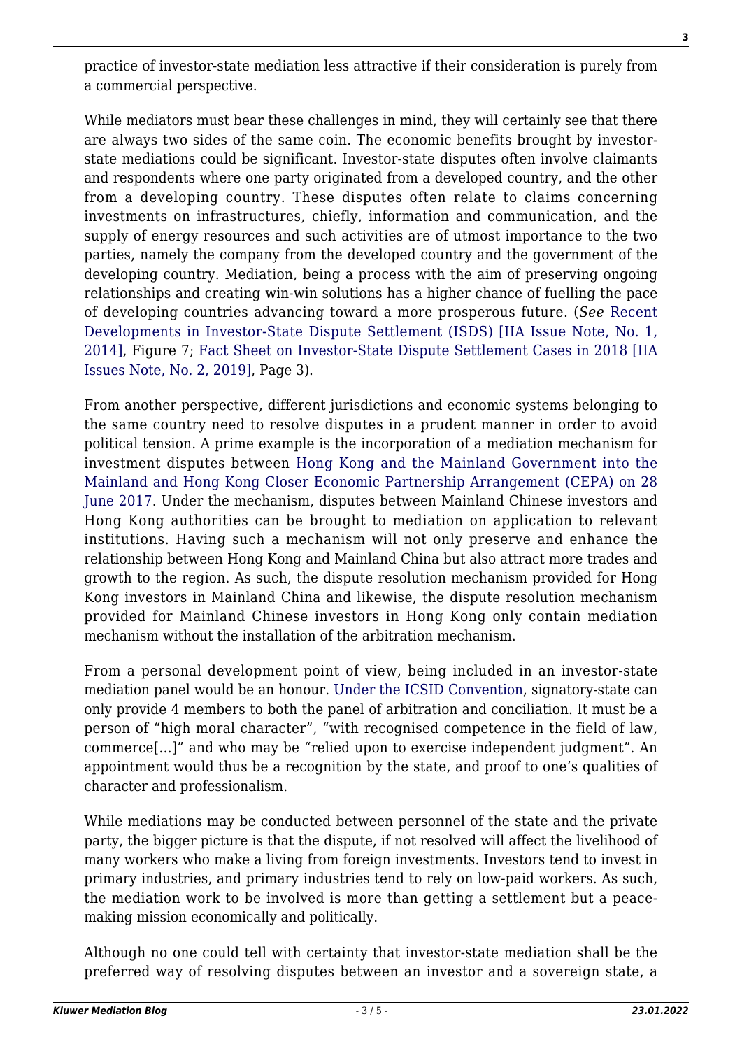practice of investor-state mediation less attractive if their consideration is purely from a commercial perspective.

While mediators must bear these challenges in mind, they will certainly see that there are always two sides of the same coin. The economic benefits brought by investor-state mediations could be significant. Investor-state disputes often involve claimants and respondents where one party originated from a developed country, and the other from a developing country. These disputes often relate to claims concerning investments on infrastructures, chiefly, information and communication, and the supply of energy resources and such activities are of utmost importance to the two parties, namely the company from the developed country and the government of the developing country. Mediation, being a process with the aim of preserving ongoing relationships and creating win-win solutions has a higher chance of fuelling the pace of developing countries advancing toward a more prosperous future. (*See* Recent Developments in Investor-State Dispute Settlement (ISDS) [IIA Issue Note, No. 1, 2014], Figure 7; Fact Sheet on Investor-State Dispute Settlement Cases in 2018 [IIA Issues Note, No. 2, 2019], Page 3).

From another perspective, different jurisdictions and economic systems belonging to the same country need to resolve disputes in a prudent manner in order to avoid political tension. A prime example is the incorporation of a mediation mechanism for investment disputes between Hong Kong and the Mainland Government into the Mainland and Hong Kong Closer Economic Partnership Arrangement (CEPA) on 28 June 2017. Under the mechanism, disputes between Mainland Chinese investors and Hong Kong authorities can be brought to mediation on application to relevant institutions. Having such a mechanism will not only preserve and enhance the relationship between Hong Kong and Mainland China but also attract more trades and growth to the region. As such, the dispute resolution mechanism provided for Hong Kong investors in Mainland China and likewise, the dispute resolution mechanism provided for Mainland Chinese investors in Hong Kong only contain mediation mechanism without the installation of the arbitration mechanism.

From a personal development point of view, being included in an investor-state mediation panel would be an honour. Under the ICSID Convention, signatory-state can only provide 4 members to both the panel of arbitration and conciliation. It must be a person of "high moral character", "with recognised competence in the field of law, commerce[…]" and who may be "relied upon to exercise independent judgment". An appointment would thus be a recognition by the state, and proof to one's qualities of character and professionalism.

While mediations may be conducted between personnel of the state and the private party, the bigger picture is that the dispute, if not resolved will affect the livelihood of many workers who make a living from foreign investments. Investors tend to invest in primary industries, and primary industries tend to rely on low-paid workers. As such, the mediation work to be involved is more than getting a settlement but a peace-making mission economically and politically.

Although no one could tell with certainty that investor-state mediation shall be the preferred way of resolving disputes between an investor and a sovereign state, a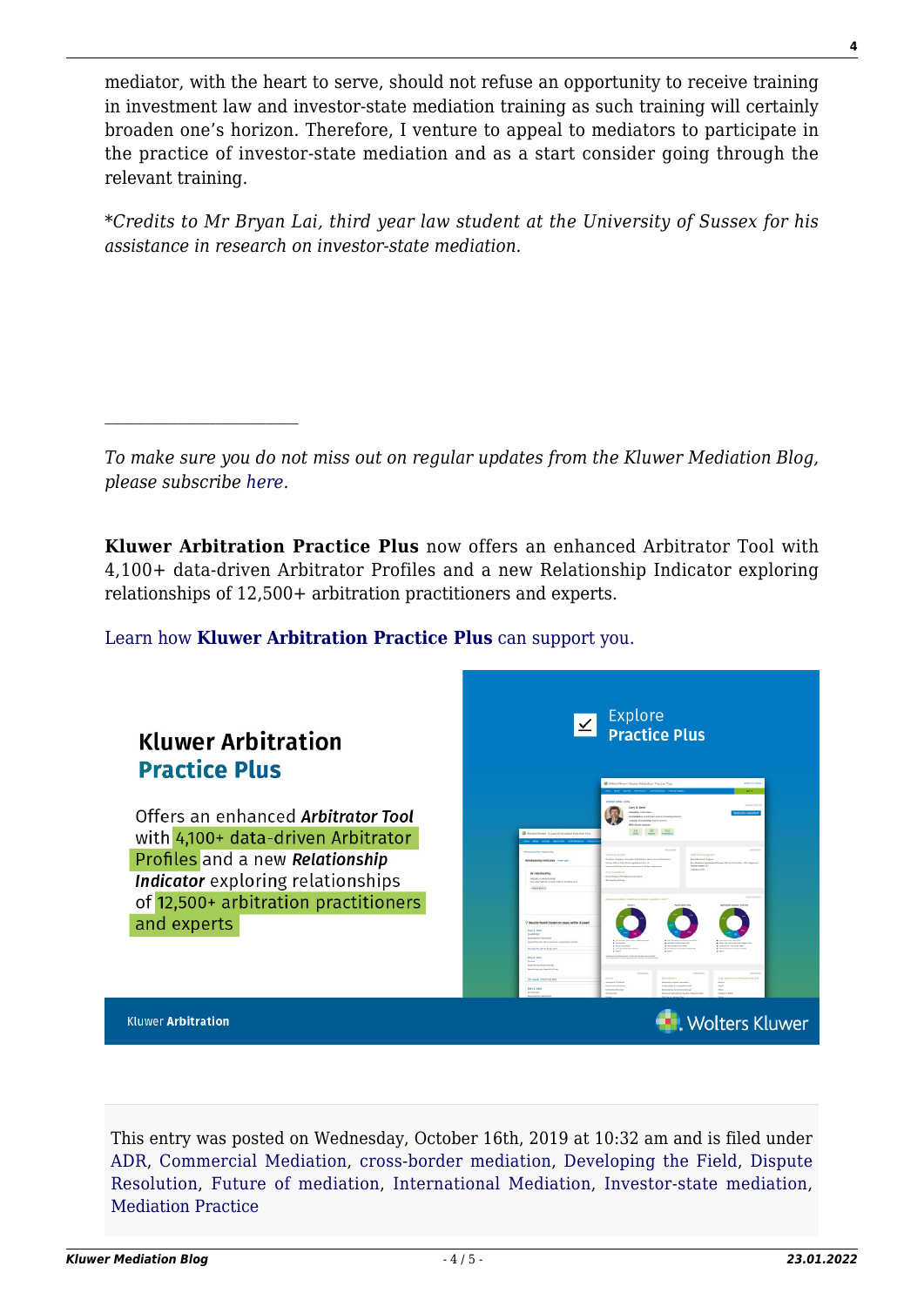mediator, with the heart to serve, should not refuse an opportunity to receive training in investment law and investor-state mediation training as such training will certainly broaden one's horizon. Therefore, I venture to appeal to mediators to participate in the practice of investor-state mediation and as a start consider going through the relevant training.

*\*Credits to Mr Bryan Lai, third year law student at the University of Sussex for his assistance in research on investor-state mediation.*

---

*To make sure you do not miss out on regular updates from the Kluwer Mediation Blog, please subscribe here.*

**Kluwer Arbitration Practice Plus** now offers an enhanced Arbitrator Tool with 4,100+ data-driven Arbitrator Profiles and a new Relationship Indicator exploring relationships of 12,500+ arbitration practitioners and experts.

Learn how **Kluwer Arbitration Practice Plus** can support you.

**Kluwer Arbitration Practice Plus**

Offers an enhanced ***Arbitrator Tool*** with 4,100+ data-driven Arbitrator Profiles and a new ***Relationship Indicator*** exploring relationships of 12,500+ arbitration practitioners and experts

Explore **Practice Plus**

Kluwer **Arbitration** | Wolters Kluwer

This entry was posted on Wednesday, October 16th, 2019 at 10:32 am and is filed under ADR, Commercial Mediation, cross-border mediation, Developing the Field, Dispute Resolution, Future of mediation, International Mediation, Investor-state mediation, Mediation Practice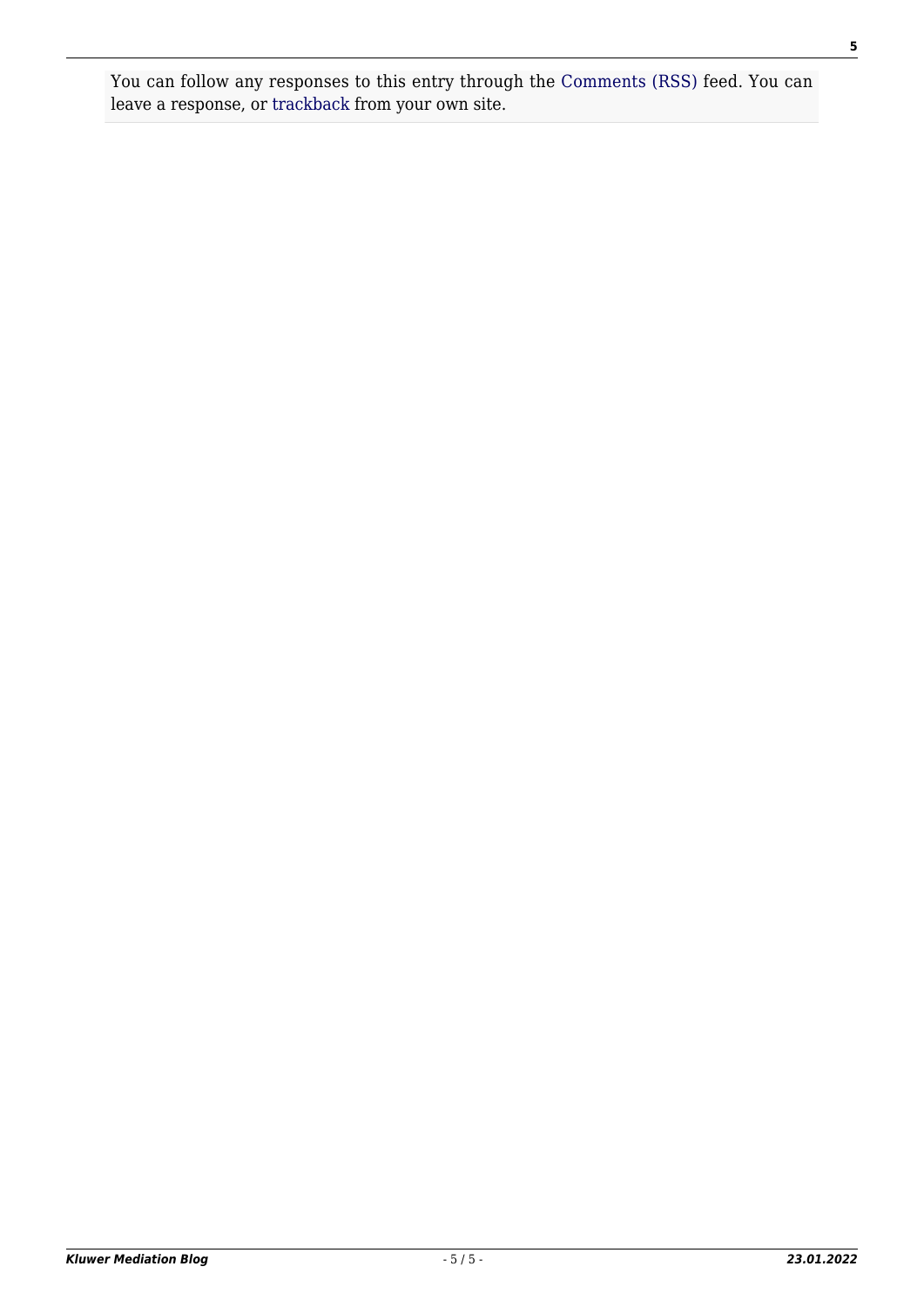You can follow any responses to this entry through the Comments (RSS) feed. You can leave a response, or trackback from your own site.